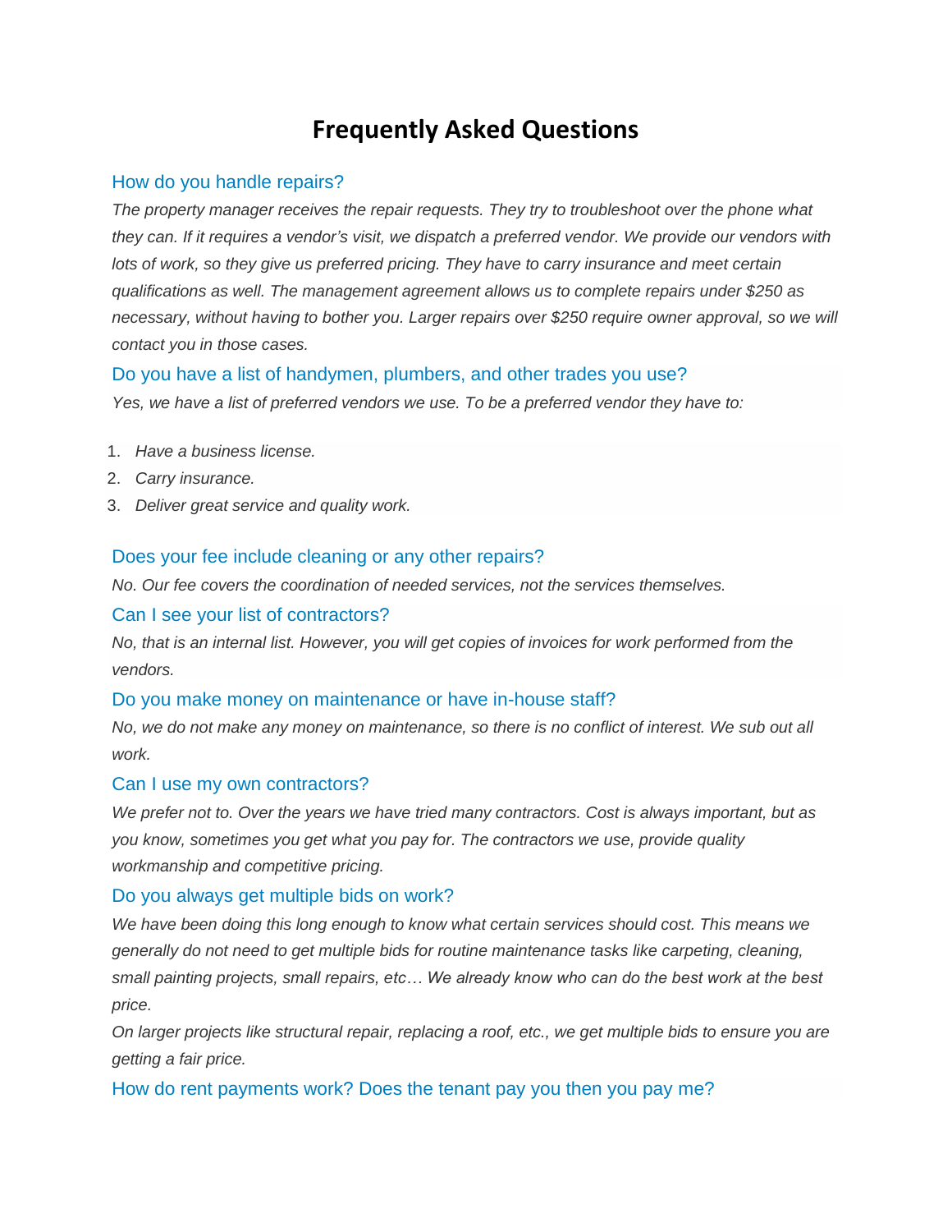# Frequently Asked Questions

## How do you handle repairs?

*The property manager receives the repair requests. They try to troubleshoot over the phone what they can. If it requires a vendor's visit, we dispatch a preferred vendor. We provide our vendors with lots of work, so they give us preferred pricing. They have to carry insurance and meet certain qualifications as well. The management agreement allows us to complete repairs under $250 as necessary, without having to bother you. Larger repairs over $250 require owner approval, so we will contact you in those cases.*

## Do you have a list of handymen, plumbers, and other trades you use?

*Yes, we have a list of preferred vendors we use. To be a preferred vendor they have to:*

1. *Have a business license.*
2. *Carry insurance.*
3. *Deliver great service and quality work.*

## Does your fee include cleaning or any other repairs?

*No. Our fee covers the coordination of needed services, not the services themselves.*

## Can I see your list of contractors?

*No, that is an internal list. However, you will get copies of invoices for work performed from the vendors.*

## Do you make money on maintenance or have in-house staff?

*No, we do not make any money on maintenance, so there is no conflict of interest. We sub out all work.*

## Can I use my own contractors?

*We prefer not to. Over the years we have tried many contractors. Cost is always important, but as you know, sometimes you get what you pay for. The contractors we use, provide quality workmanship and competitive pricing.*

## Do you always get multiple bids on work?

*We have been doing this long enough to know what certain services should cost. This means we generally do not need to get multiple bids for routine maintenance tasks like carpeting, cleaning, small painting projects, small repairs, etc… We already know who can do the best work at the best price.*

*On larger projects like structural repair, replacing a roof, etc., we get multiple bids to ensure you are getting a fair price.*

## How do rent payments work? Does the tenant pay you then you pay me?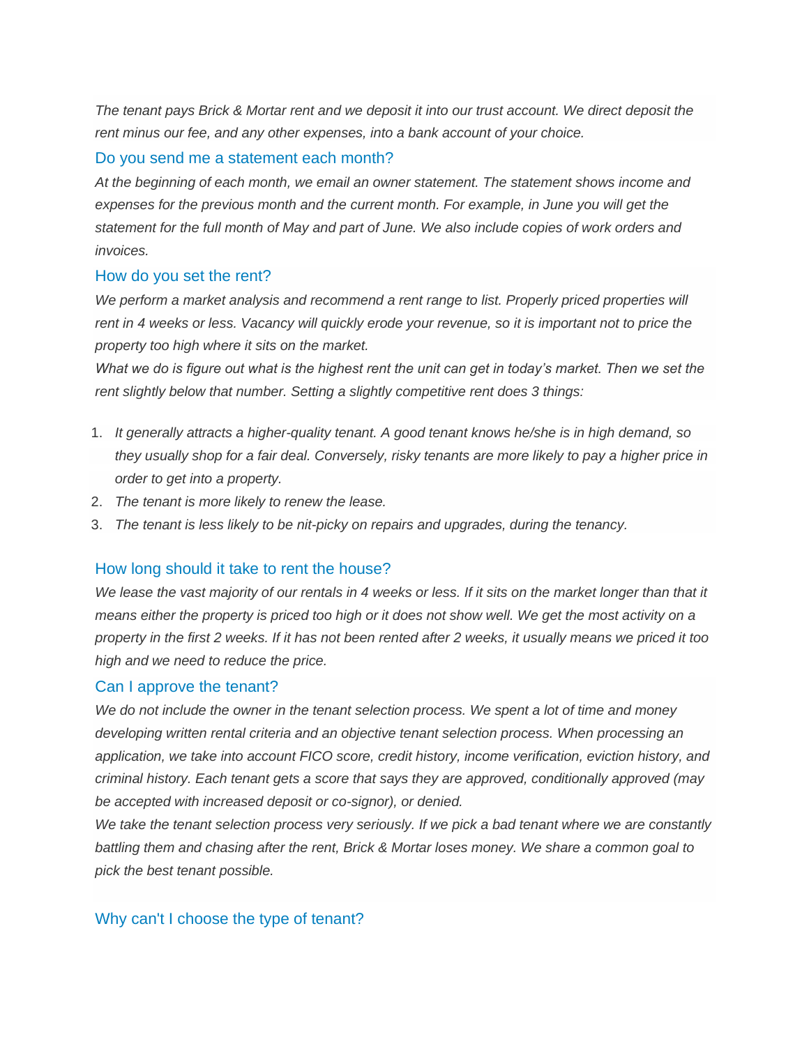*The tenant pays Brick & Mortar rent and we deposit it into our trust account. We direct deposit the rent minus our fee, and any other expenses, into a bank account of your choice.*

## Do you send me a statement each month?

*At the beginning of each month, we email an owner statement. The statement shows income and expenses for the previous month and the current month. For example, in June you will get the statement for the full month of May and part of June. We also include copies of work orders and invoices.*

## How do you set the rent?

*We perform a market analysis and recommend a rent range to list. Properly priced properties will rent in 4 weeks or less. Vacancy will quickly erode your revenue, so it is important not to price the property too high where it sits on the market.*

*What we do is figure out what is the highest rent the unit can get in today's market. Then we set the rent slightly below that number. Setting a slightly competitive rent does 3 things:*

1. *It generally attracts a higher-quality tenant. A good tenant knows he/she is in high demand, so they usually shop for a fair deal. Conversely, risky tenants are more likely to pay a higher price in order to get into a property.*
2. *The tenant is more likely to renew the lease.*
3. *The tenant is less likely to be nit-picky on repairs and upgrades, during the tenancy.*

## How long should it take to rent the house?

*We lease the vast majority of our rentals in 4 weeks or less. If it sits on the market longer than that it means either the property is priced too high or it does not show well. We get the most activity on a property in the first 2 weeks. If it has not been rented after 2 weeks, it usually means we priced it too high and we need to reduce the price.*

## Can I approve the tenant?

*We do not include the owner in the tenant selection process. We spent a lot of time and money developing written rental criteria and an objective tenant selection process. When processing an application, we take into account FICO score, credit history, income verification, eviction history, and criminal history. Each tenant gets a score that says they are approved, conditionally approved (may be accepted with increased deposit or co-signor), or denied.*

*We take the tenant selection process very seriously. If we pick a bad tenant where we are constantly battling them and chasing after the rent, Brick & Mortar loses money. We share a common goal to pick the best tenant possible.*

## Why can't I choose the type of tenant?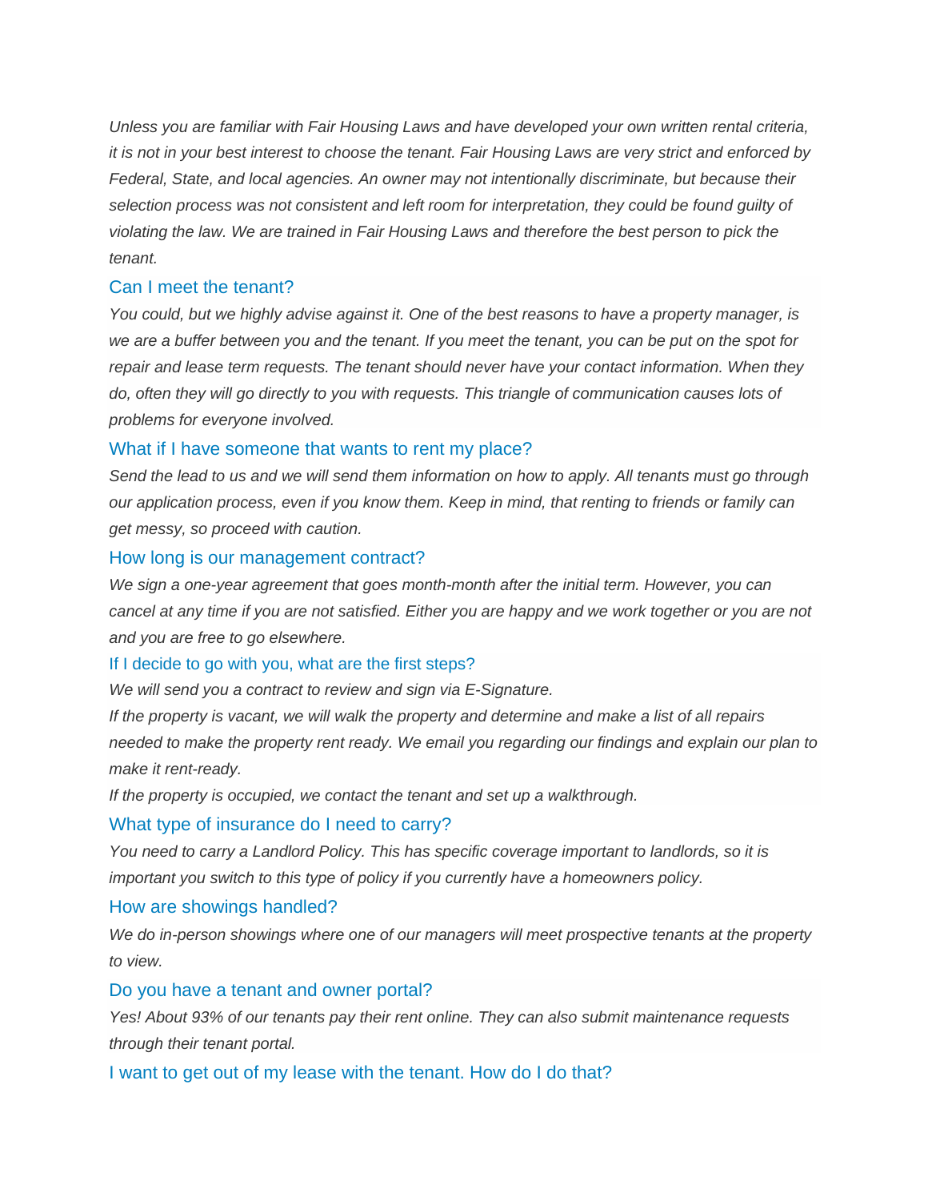*Unless you are familiar with Fair Housing Laws and have developed your own written rental criteria, it is not in your best interest to choose the tenant. Fair Housing Laws are very strict and enforced by Federal, State, and local agencies. An owner may not intentionally discriminate, but because their selection process was not consistent and left room for interpretation, they could be found guilty of violating the law. We are trained in Fair Housing Laws and therefore the best person to pick the tenant.*

### Can I meet the tenant?

*You could, but we highly advise against it. One of the best reasons to have a property manager, is we are a buffer between you and the tenant. If you meet the tenant, you can be put on the spot for repair and lease term requests. The tenant should never have your contact information. When they do, often they will go directly to you with requests. This triangle of communication causes lots of problems for everyone involved.*

### What if I have someone that wants to rent my place?

*Send the lead to us and we will send them information on how to apply. All tenants must go through our application process, even if you know them. Keep in mind, that renting to friends or family can get messy, so proceed with caution.*

### How long is our management contract?

*We sign a one-year agreement that goes month-month after the initial term. However, you can cancel at any time if you are not satisfied. Either you are happy and we work together or you are not and you are free to go elsewhere.*

### If I decide to go with you, what are the first steps?

*We will send you a contract to review and sign via E-Signature.*

*If the property is vacant, we will walk the property and determine and make a list of all repairs needed to make the property rent ready. We email you regarding our findings and explain our plan to make it rent-ready.*

*If the property is occupied, we contact the tenant and set up a walkthrough.*

### What type of insurance do I need to carry?

*You need to carry a Landlord Policy. This has specific coverage important to landlords, so it is important you switch to this type of policy if you currently have a homeowners policy.*

### How are showings handled?

*We do in-person showings where one of our managers will meet prospective tenants at the property to view.*

### Do you have a tenant and owner portal?

*Yes! About 93% of our tenants pay their rent online. They can also submit maintenance requests through their tenant portal.*

### I want to get out of my lease with the tenant. How do I do that?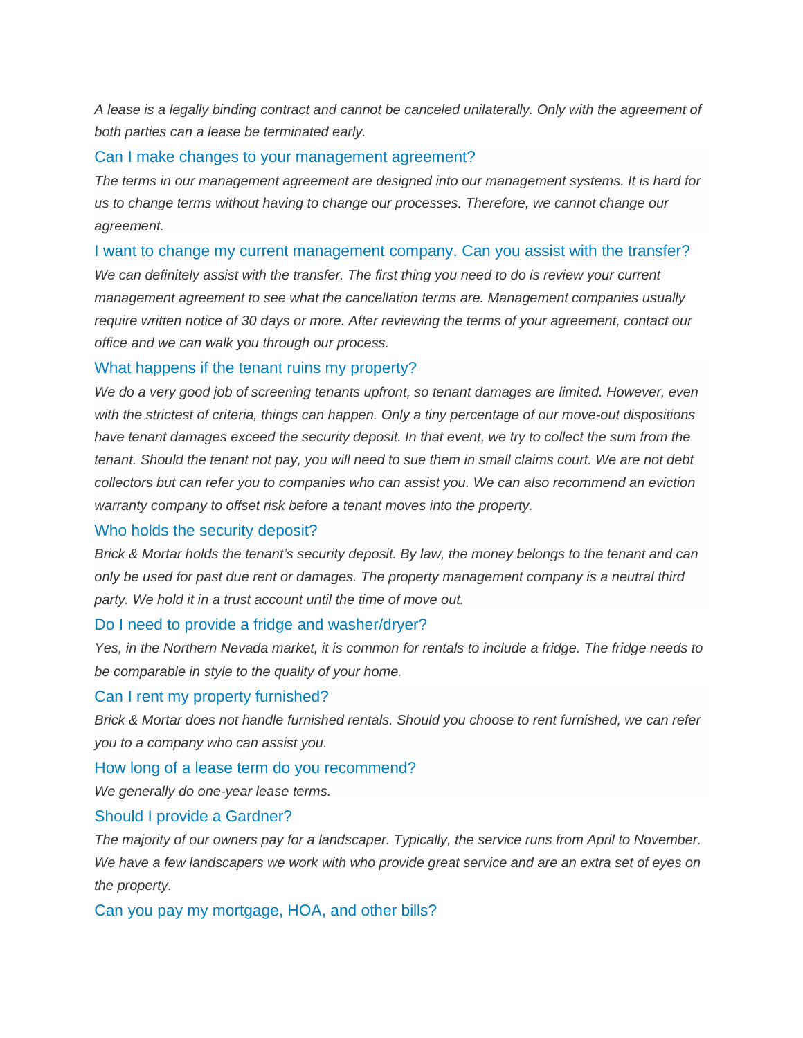*A lease is a legally binding contract and cannot be canceled unilaterally. Only with the agreement of both parties can a lease be terminated early.*

### Can I make changes to your management agreement?

*The terms in our management agreement are designed into our management systems. It is hard for us to change terms without having to change our processes. Therefore, we cannot change our agreement.*

### I want to change my current management company. Can you assist with the transfer?

*We can definitely assist with the transfer. The first thing you need to do is review your current management agreement to see what the cancellation terms are. Management companies usually require written notice of 30 days or more. After reviewing the terms of your agreement, contact our office and we can walk you through our process.*

### What happens if the tenant ruins my property?

*We do a very good job of screening tenants upfront, so tenant damages are limited. However, even with the strictest of criteria, things can happen. Only a tiny percentage of our move-out dispositions have tenant damages exceed the security deposit. In that event, we try to collect the sum from the tenant. Should the tenant not pay, you will need to sue them in small claims court. We are not debt collectors but can refer you to companies who can assist you. We can also recommend an eviction warranty company to offset risk before a tenant moves into the property.*

### Who holds the security deposit?

*Brick & Mortar holds the tenant's security deposit. By law, the money belongs to the tenant and can only be used for past due rent or damages. The property management company is a neutral third party. We hold it in a trust account until the time of move out.*

### Do I need to provide a fridge and washer/dryer?

*Yes, in the Northern Nevada market, it is common for rentals to include a fridge. The fridge needs to be comparable in style to the quality of your home.*

### Can I rent my property furnished?

*Brick & Mortar does not handle furnished rentals. Should you choose to rent furnished, we can refer you to a company who can assist you.*

### How long of a lease term do you recommend?

*We generally do one-year lease terms.*

### Should I provide a Gardner?

*The majority of our owners pay for a landscaper. Typically, the service runs from April to November. We have a few landscapers we work with who provide great service and are an extra set of eyes on the property.*

### Can you pay my mortgage, HOA, and other bills?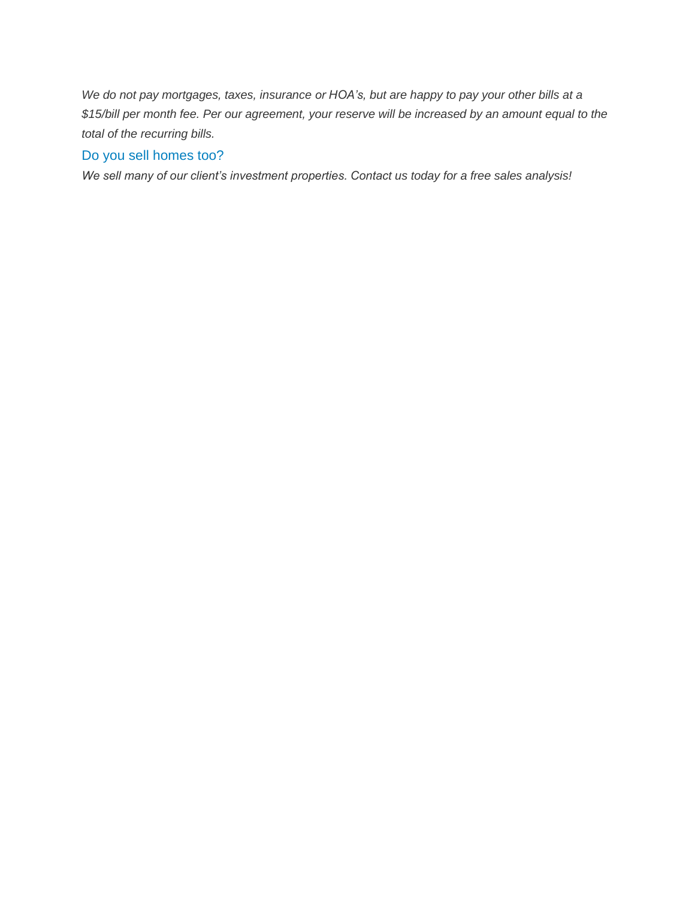*We do not pay mortgages, taxes, insurance or HOA's, but are happy to pay your other bills at a $15/bill per month fee. Per our agreement, your reserve will be increased by an amount equal to the total of the recurring bills.*

### Do you sell homes too?

*We sell many of our client's investment properties. Contact us today for a free sales analysis!*